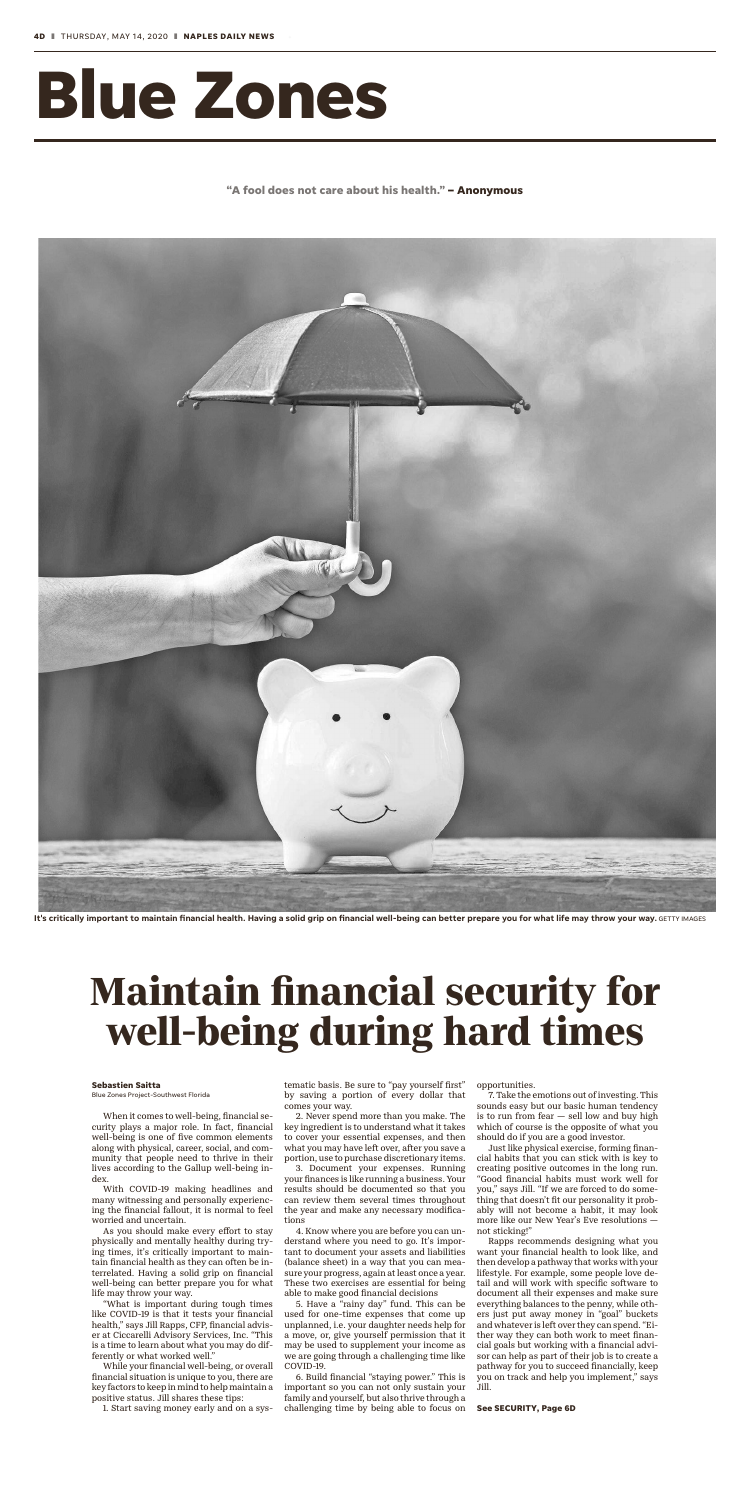# Blue Zones

**"A fool does not care about his health." – Anonymous**

**It's critically important to maintain financial health. Having a solid grip on financial well-being can better prepare you for what life may throw your way.** GETTY IMAGES

# Maintain financial security for well-being during hard times

**Sebastien Saitta**
Blue Zones Project-Southwest Florida

When it comes to well-being, financial security plays a major role. In fact, financial well-being is one of five common elements along with physical, career, social, and community that people need to thrive in their lives according to the Gallup well-being index.

With COVID-19 making headlines and many witnessing and personally experiencing the financial fallout, it is normal to feel worried and uncertain.

As you should make every effort to stay physically and mentally healthy during trying times, it's critically important to maintain financial health as they can often be interrelated. Having a solid grip on financial well-being can better prepare you for what life may throw your way.

"What is important during tough times like COVID-19 is that it tests your financial health," says Jill Rapps, CFP, financial adviser at Ciccarelli Advisory Services, Inc. "This is a time to learn about what you may do differently or what worked well."

While your financial well-being, or overall financial situation is unique to you, there are key factors to keep in mind to help maintain a positive status. Jill shares these tips:

1. Start saving money early and on a systematic basis. Be sure to "pay yourself first" by saving a portion of every dollar that comes your way.

2. Never spend more than you make. The key ingredient is to understand what it takes to cover your essential expenses, and then what you may have left over, after you save a portion, use to purchase discretionary items.

3. Document your expenses. Running your finances is like running a business. Your results should be documented so that you can review them several times throughout the year and make any necessary modifications

4. Know where you are before you can understand where you need to go. It's important to document your assets and liabilities (balance sheet) in a way that you can measure your progress, again at least once a year. These two exercises are essential for being able to make good financial decisions

5. Have a "rainy day" fund. This can be used for one-time expenses that come up unplanned, i.e. your daughter needs help for a move, or, give yourself permission that it may be used to supplement your income as we are going through a challenging time like COVID-19.

6. Build financial "staying power." This is important so you can not only sustain your family and yourself, but also thrive through a challenging time by being able to focus on opportunities.

7. Take the emotions out of investing. This sounds easy but our basic human tendency is to run from fear — sell low and buy high which of course is the opposite of what you should do if you are a good investor.

Just like physical exercise, forming financial habits that you can stick with is key to creating positive outcomes in the long run. "Good financial habits must work well for you," says Jill. "If we are forced to do something that doesn't fit our personality it probably will not become a habit, it may look more like our New Year's Eve resolutions — not sticking!"

Rapps recommends designing what you want your financial health to look like, and then develop a pathway that works with your lifestyle. For example, some people love detail and will work with specific software to document all their expenses and make sure everything balances to the penny, while others just put away money in "goal" buckets and whatever is left over they can spend. "Either way they can both work to meet financial goals but working with a financial advisor can help as part of their job is to create a pathway for you to succeed financially, keep you on track and help you implement," says Jill.

**See SECURITY, Page 6D**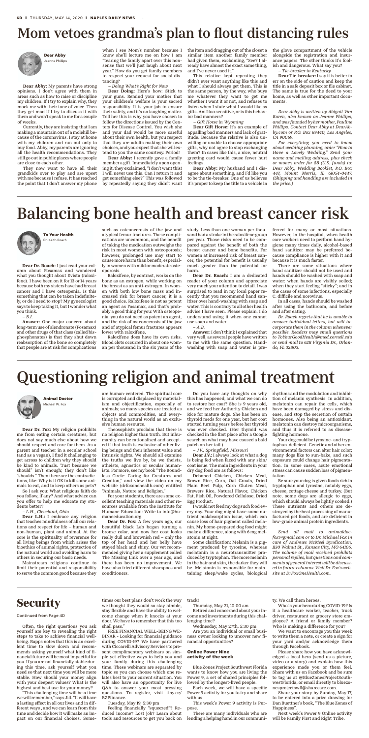# Mom vetoes grandma's plan to flout distancing rules

**Dear Abby**
Jeanne Phillips

**Dear Abby:** My parents have strong opinions. I don't agree with them in areas such as how to raise or discipline my children. If I try to explain why, they mock me with their tone of voice. Then they get mad if I try to discuss it with them and won't speak to me for a couple of weeks.

Currently, they are insisting that I am making a mountain out of a molehill because of the coronavirus. I stay at home with my children and run out only to buy food. Abby, my parents are ignoring all the health recommendations. They still go out in public places where people are close to each other.

They now want to have all their grandkids over to play and are upset with me because I refuse. It has reached the point that I don't answer my phone when I see Mom's number because I know she'll lecture me on how I am "tearing the family apart over this nonsense that we'll just laugh about next year." How do you get family members to respect your request for social distancing?

*– Doing What's Right for Now*

**Dear Doing:** Here's how: Stick to your guns. Remind your mother that your children's welfare is your sacred responsibility. It is your job to ensure their safety, and it's no laughing matter. Tell her this is why you have chosen to follow the directions issued by the Centers for Disease Control. You wish she and your dad would be more careful about their own health, but you respect that they are adults making their own choices, and you expect that she will extend to you the same courtesy. Period!

**Dear Abby:** I recently gave a family member a gift. Immediately upon opening it, they exclaimed, "I don't want this! I will never use this. Can I return it and get something else?" This was followed by repeatedly saying they didn't want the item and dragging out of the closet a similar item another family member had given them, exclaiming, "See? I already have almost the exact same thing, and I've never used it."

This relative kept repeating they didn't ever want anything like this and what I should always get them. This is the same person, by the way, who buys me whatever they want to get me whether I want it or not, and refuses to listen when I state what I would like as gifts. Am I too sensitive, or is this behavior bad manners?

*– Gift Horse in Wyoming*

**Dear Gift Horse:** It's an example of appalling bad manners and lack of gratitude. Because the relative is also unwilling or unable to choose appropriate gifts, why not agree to stop exchanging them? In cases like this, a nice, neutral greeting card would cause fewer hurt feelings.

**Dear Abby:** My husband and I disagree about something, and I'd like you to be the tie-breaker. One of us believes it's proper to keep the title to a vehicle in the glove compartment of the vehicle alongside the registration and insurance papers. The other thinks it's foolish and dangerous. What say you?

*– Tie-breaker in Kentucky*

**Dear Tie-breaker:** I say it is better to err on the side of caution and keep the title in a safe deposit box or file cabinet. The same is true for the deed to your home, as well as other important documents.

*Dear Abby is written by Abigail Van Buren, also known as Jeanne Phillips, and was founded by her mother, Pauline Phillips. Contact Dear Abby at DearAbby.com or P.O. Box 69440, Los Angeles, CA 90069.*

*For everything you need to know about wedding planning, order "How to Have a Lovely Wedding." Send your name and mailing address, plus check or money order for $8 (U.S. funds) to: Dear Abby, Wedding Booklet, P.O. Box 447, Mount Morris, IL 61054-0447. (Shipping and handling are included in the price.)*

# Balancing bone health and breast cancer risk

**To Your Health**
Dr. Keith Roach

**Dear Dr. Roach:** I just read your column about Fosamax and wondered what you thought about Evista (raloxifene). I have been on it for 13 or 14 years because both my sisters have had breast cancer and I have osteopenia. Is this something that can be taken indefinitely, or do I need to stop? My gynecologist says to keep taking it, but I wonder what you think.

*– B.I.*

**Answer:** One major concern about long-term use of alendronate (Fosamax) and other drugs of that class (called bisphosphonates) is that they shut down reabsorption of the bone so completely that people are at risk for complications such as osteonecrosis of the jaw and atypical femur fractures. These complications are uncommon, and the benefit of taking the medication outweighs the risk in most women with osteoporosis; however, prolonged use may start to cause more harm than benefit, especially in women with mild or moderate osteoporosis.

Raloxifene, by contrast, works on the bone as an estrogen, while working on the breast as an anti-estrogen. In women with both low bone mass and increased risk for breast cancer, it is a good choice. Raloxifene is not as potent an agent as Fosamax, and that's probably a good thing for you: With osteopenia, you do not need as potent an agent, and the risk of osteonecrosis of the jaw and of atypical femur fractures appears lower with raloxifene.

Raloxifene does have its own risks. Blood clots occurred in about one woman per thousand in the six years of the study. Less than one woman per thousand had a stroke in the raloxifene group per year. Those risks need to be compared against the benefit of both the breast cancer and bone benefits. For women at increased risk of breast cancer, the potential for benefit is usually much greater than the potential for harm.

**Dear Dr. Roach:** I am a dedicated reader of your column and appreciate very much your attention to detail. I was surprised to read in my local paper recently that you recommend hand sanitizer over hand-washing with soap and water. This is contrary to all other health advice I have seen. Please explain. I do understand using it when one cannot use soap and water.

*– A.B.*

**Answer:** I don't think I explained that very well, as several people have written to me with the same question. Handwashing with soap and water is preferred for many or most situations. However, in the hospital, when health care workers need to perform hand hygiene many times daily, alcohol-based hand sanitizer may be preferred because compliance is higher with it and because it is much faster.

There are some situations where hand sanitizer should not be used and hands should be washed with soap and water: when hands are visibly soiled; when they start feeling "sticky"; and in the cases of some infections, especially C. difficile and noroviruss.

In all cases, hands should be washed after using the bathroom, and before and after eating.

*Dr. Roach regrets that he is unable to answer individual letters, but will incorporate them in the column whenever possible. Readers may email questions to ToYourGoodHealth@med.cornell.edu or send mail to 628 Virginia Dr., Orlando, FL 32803.*

# Questioning religion and animal treatment

**Animal Doctor**
Michael W. Fox

**Dear Dr. Fox:** My religion prohibits me from eating certain creatures, but does not say much else about how we should respect and care for them. As a parent and teacher in a secular school (and as a vegan), I find it challenging to get across to children why they should be kind to animals. "Just because we should" isn't enough; they don't like "shoulds." Then there are the contradictions, like: Why is it OK to kill some animals to eat, and to keep others as pets?

So I ask you: What religious faith do you follow, if any? And what advice can you offer to help me educate my students better?

*– L.H., Cleveland, Ohio*

**Dear L.H.:** I embrace any religion that teaches mindfulness of all our relations and respect for life – human and non-human, plant and animal. At the core is the spirituality of reverence for all living beings from which arises the bioethics of animal rights, protection of the natural world and avoiding harm to others in securing our basic needs.

Mainstream religions continue to limit their potential and responsibility to serve the common good because they are human-centered. The spiritual core is corrupted and displaced by materialism and objectification, especially of animals; so many species are treated as objects and commodities, and everything in the natural world as an exclusive human resource.

Theosophists proclaim that there is no religion higher than truth. But inhumanity can be rationalized and accepted if that truth is exclusive of other living beings and their inherent value and intrinsic rights. We should all examine the truths we live by, be we theists, atheists, agnostics or secular humanists. For more, see my book "The Boundless Circle: Caring for Creatures and Creation," and view the video on my website (drfoxonehealth.com) entitled "Animals, Nature and Religion."

For your students, there are some excellent teaching materials and other resources available from the Institute for Humane Education: Write to info@humaneeducation.org.

**Dear Dr. Fox:** A few years ago, our beautiful black Lab began turning a bronze color, and now her coat looks really dull and brownish red – only the top of her head and her belly have stayed black and shiny. Our vet recommended giving her a supplement called The Missing Link over a year ago, and there has been no improvement. We have also tried different shampoos and conditioners.

Do you have any thoughts on why this has happened, and what we can do to restore her coat? She is 9 years old, and we feed her Authority Chicken and Rice for mature dogs. She has been on thyroid meds for one year, but her coat started turning years before her thyroid was ever checked. (Her thyroid was checked in the first place after a Google search on what may have caused a bald patch on her tail.)

*– J.V., Springfield, Missouri*

**Dear J.V.:** I always look at what a dog is being fed when faced with any skin/coat issue. The main ingredients in your dry dog food are as follows:

Deboned Chicken, Chicken Meal, Brown Rice, Corn, Oat Groats, Dried Plain Beet Pulp, Corn Gluten Meal, Brewers Rice, Natural Flavor, Chicken Fat, Fish Oil, Powdered Cellulose, Dried Egg Product.

I would not feed my dog such food every day. Your dog might have some nutrient malabsorption issue, which can cause loss of hair pigment called melanin. My home-prepared dog food might make a difference, along with 6 mg melatonin at night.

Some clarification: Melanin is a pigment produced by tyrosine, whereas melatonin is a neurotransmitter produced by tryptophan. The more melanin in the hair and skin, the darker they will be. Melatonin is responsible for maintaining sleep/wake cycles, biological rhythms and the modulation and inhibition of melanin synthesis. In addition, melatonin can repair the cells, which have been damaged by stress and disease, and stop the secretion of certain hormones. Also being an antioxidant, melatonin can destroy microorganisms, and thus it is referred to as disease-fighting hormone.

Your dog could be tyrosine- and tryptophan-deficient. Genetic and other environmental factors can alter hair color; many dogs like to sun-bake, and such exposure could change hair pigmentation. In some cases, acute emotional stress can cause sudden loss of pigmentation.

Be sure your dog is given foods rich in tryptophan and tyrosine, notably eggs, cheese, cottage cheese and turkey. (But note, some dogs are allergic to eggs, which should always be lightly cooked.) These nutrients and others are destroyed by the heat processing of manufactured pet foods, and are deficient in low-grade animal protein ingredients.

*Send all mail to animaldocfox@gmail.com or to Dr. Michael Fox in care of Andrews McMeel Syndication, 1130 Walnut St., Kansas City, MO 64106. The volume of mail received prohibits personal replies, but questions and comments of general interest will be discussed in future columns. Visit Dr. Fox's website at DrFoxOneHealth.com.*

## Security

Continued from Page 4D

Often, the right questions you ask yourself are key to revealing the right steps to take to achieve financial well-being. Rapps notes that this is an excellent time to slow down and recommends asking yourself what kind of financial future will be most impactful for you. If you are not financially stable during this time, ask yourself what you need so that next time you will be more stable. How should your money align with your deepest values? What is the highest and best use for your money?

"This challenging time will be a time we will remember," says Jill. "It will have a lasting effect in all our lives and in different ways, and we can learn from this time and decide how it will make an impact on our financial choices. Sometimes our best plans don't work the way we thought they would so stay nimble, stay flexible and have the ability to welcome change when it knocks at your door. We have to remember that this too shall pass."

FREE FINANCIAL WELL-BEING WEBINAR - Looking for financial guidance during COVID-19? We have partnered with Ciccarelli Advisory Services to present complimentary webinars on simple yet effective ways to help you and your family during this challenging time. These webinars are separated by topic so you can choose which one relates best to your current situation. You will also have an opportunity for live Q&A to answer your most pressing questions. To register, visit tiny.cc/BZPfinance.

Tuesday, May 19, 5:30 pm

Feeling financially "squeezed"? Reduced income? Lost job? Learn about tools and resources to get you back on track!

Thursday, May 21, 10:00 am

Retired and concerned about your income and investments during this challenging time?

Wednesday, May 27th, 5:30 pm

Are you an individual or small business owner looking to uncover new financial opportunities?

### Online Power Nine activity of the week

Blue Zones Project Southwest Florida wants to know how you are living the Power 9, a set of shared principles followed by the longest-lived people.

Each week, we will have a specific Power 9 activity for you to try and share with us.

This week's Power 9 activity is Purpose.

There are many individuals who are lending a helping hand in our community. We call them heroes.

Who is your hero during COVID-19? Is it a healthcare worker, teacher, truck driver, restaurant or grocery store employee? A friend or family member? Who is making a difference for you?

We want to encourage you this week to write them a note, or create a sign for your yard and/or acknowledge them through Facebook.

Please share how you have acknowledged a local hero (send us a picture, video or a story) and explain how this experience made you or them feel. Share with us on Facebook and be sure to tag us at @BlueZonesProjectSouthwestFlorida, or email directly to bluezonesprojectswfl@sharecare.com.

Share your story by Sunday, May 17, to be entered into a prize drawing for Dan Buettner's book, "The Blue Zones of Happiness".

Next week's Power 9 Online activity will be Family First and Right Tribe.